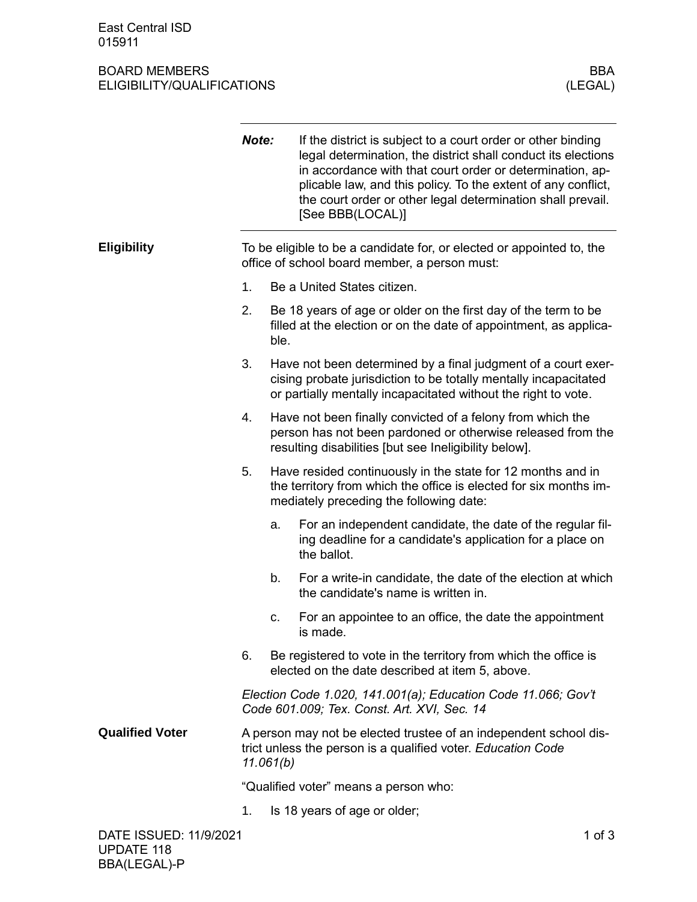> ***Note:*** If the district is subject to a court order or other binding legal determination, the district shall conduct its elections in accordance with that court order or determination, applicable law, and this policy. To the extent of any conflict, the court order or other legal determination shall prevail. [See BBB(LOCAL)]

## Eligibility

To be eligible to be a candidate for, or elected or appointed to, the office of school board member, a person must:

1. Be a United States citizen.
2. Be 18 years of age or older on the first day of the term to be filled at the election or on the date of appointment, as applicable.
3. Have not been determined by a final judgment of a court exercising probate jurisdiction to be totally mentally incapacitated or partially mentally incapacitated without the right to vote.
4. Have not been finally convicted of a felony from which the person has not been pardoned or otherwise released from the resulting disabilities [but see Ineligibility below].
5. Have resided continuously in the state for 12 months and in the territory from which the office is elected for six months immediately preceding the following date:
   a. For an independent candidate, the date of the regular filing deadline for a candidate's application for a place on the ballot.
   b. For a write-in candidate, the date of the election at which the candidate's name is written in.
   c. For an appointee to an office, the date the appointment is made.
6. Be registered to vote in the territory from which the office is elected on the date described at item 5, above.

*Election Code 1.020, 141.001(a); Education Code 11.066; Gov't Code 601.009; Tex. Const. Art. XVI, Sec. 14*

## Qualified Voter

A person may not be elected trustee of an independent school district unless the person is a qualified voter. *Education Code 11.061(b)*

"Qualified voter" means a person who:

1. Is 18 years of age or older;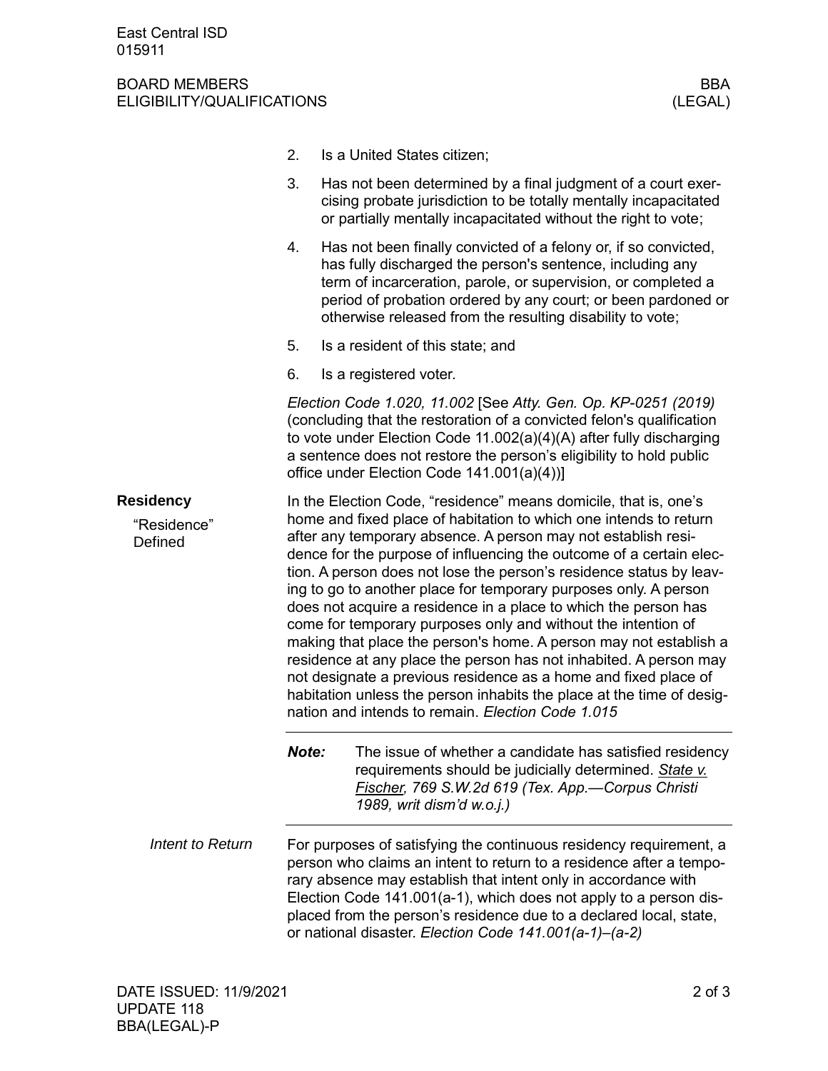2. Is a United States citizen;

3. Has not been determined by a final judgment of a court exercising probate jurisdiction to be totally mentally incapacitated or partially mentally incapacitated without the right to vote;

4. Has not been finally convicted of a felony or, if so convicted, has fully discharged the person's sentence, including any term of incarceration, parole, or supervision, or completed a period of probation ordered by any court; or been pardoned or otherwise released from the resulting disability to vote;

5. Is a resident of this state; and

6. Is a registered voter.

*Election Code 1.020, 11.002* [See *Atty. Gen. Op. KP-0251 (2019)* (concluding that the restoration of a convicted felon's qualification to vote under Election Code 11.002(a)(4)(A) after fully discharging a sentence does not restore the person's eligibility to hold public office under Election Code 141.001(a)(4))]

## Residency

### "Residence" Defined

In the Election Code, "residence" means domicile, that is, one's home and fixed place of habitation to which one intends to return after any temporary absence. A person may not establish residence for the purpose of influencing the outcome of a certain election. A person does not lose the person's residence status by leaving to go to another place for temporary purposes only. A person does not acquire a residence in a place to which the person has come for temporary purposes only and without the intention of making that place the person's home. A person may not establish a residence at any place the person has not inhabited. A person may not designate a previous residence as a home and fixed place of habitation unless the person inhabits the place at the time of designation and intends to remain. *Election Code 1.015*

---

***Note:*** The issue of whether a candidate has satisfied residency requirements should be judicially determined. *State v. Fischer, 769 S.W.2d 619 (Tex. App.—Corpus Christi 1989, writ dism'd w.o.j.)*

---

### *Intent to Return*

For purposes of satisfying the continuous residency requirement, a person who claims an intent to return to a residence after a temporary absence may establish that intent only in accordance with Election Code 141.001(a-1), which does not apply to a person displaced from the person's residence due to a declared local, state, or national disaster. *Election Code 141.001(a-1)–(a-2)*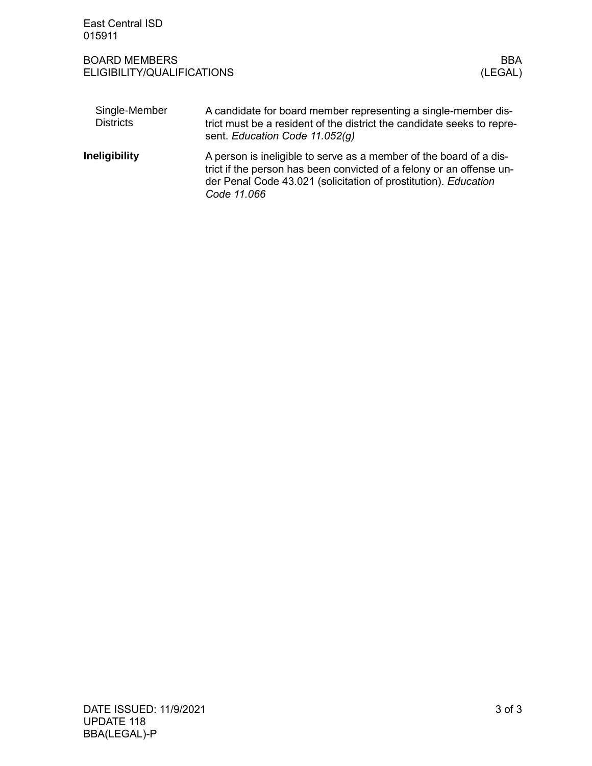#### Single-Member Districts

A candidate for board member representing a single-member district must be a resident of the district the candidate seeks to represent. *Education Code 11.052(g)*

### Ineligibility

A person is ineligible to serve as a member of the board of a district if the person has been convicted of a felony or an offense under Penal Code 43.021 (solicitation of prostitution). *Education Code 11.066*